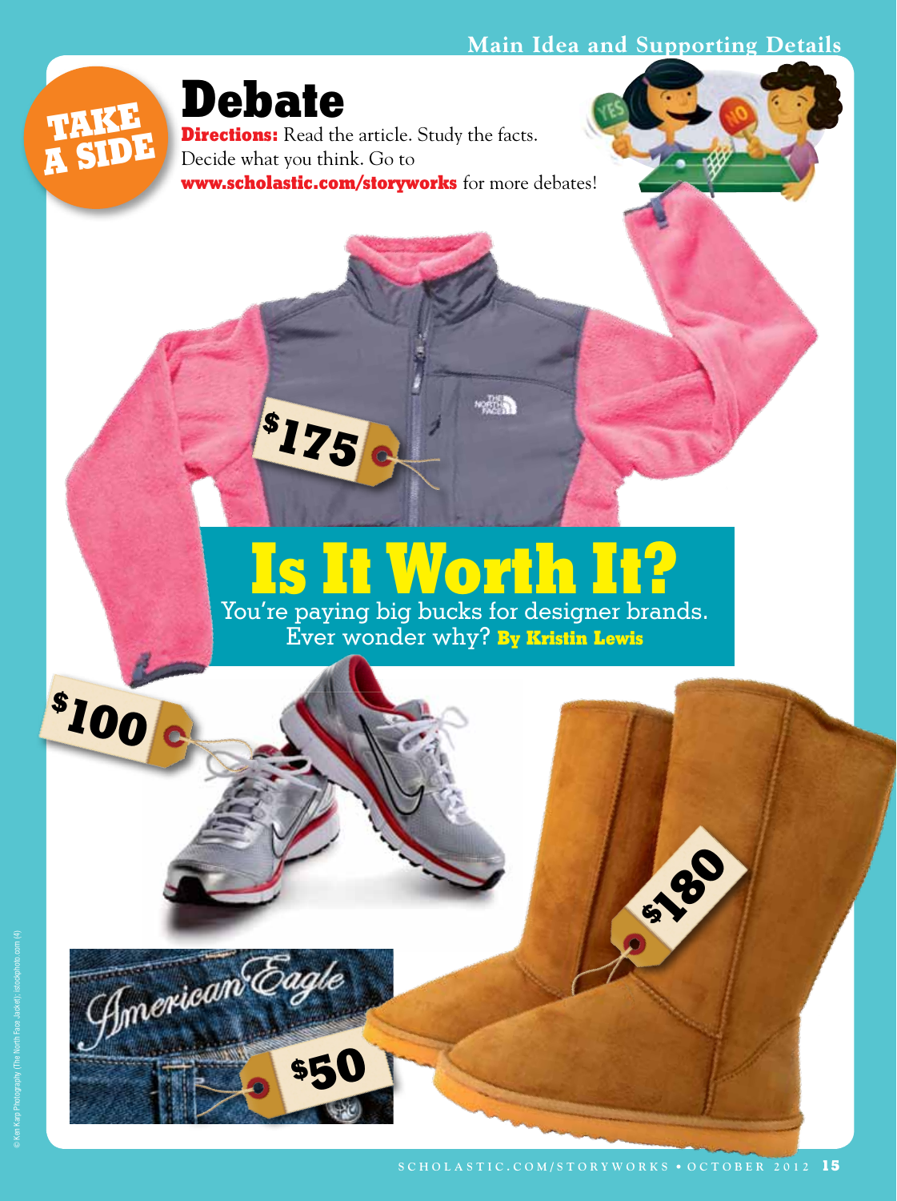Main Idea and Supporting Details

**TAKE A SIDE**

# Debate

**Directions:** Read the article. Study the facts. Decide what you think. Go to **www.scholastic.com/storyworks** for more debates!

$175

# Is It Worth It?

You're paying big bucks for designer brands. Ever wonder why? **By Kristin Lewis**

$100

$180

$50

© Ken Karp Photography (The North Face Jacket); istockphoto.com (4)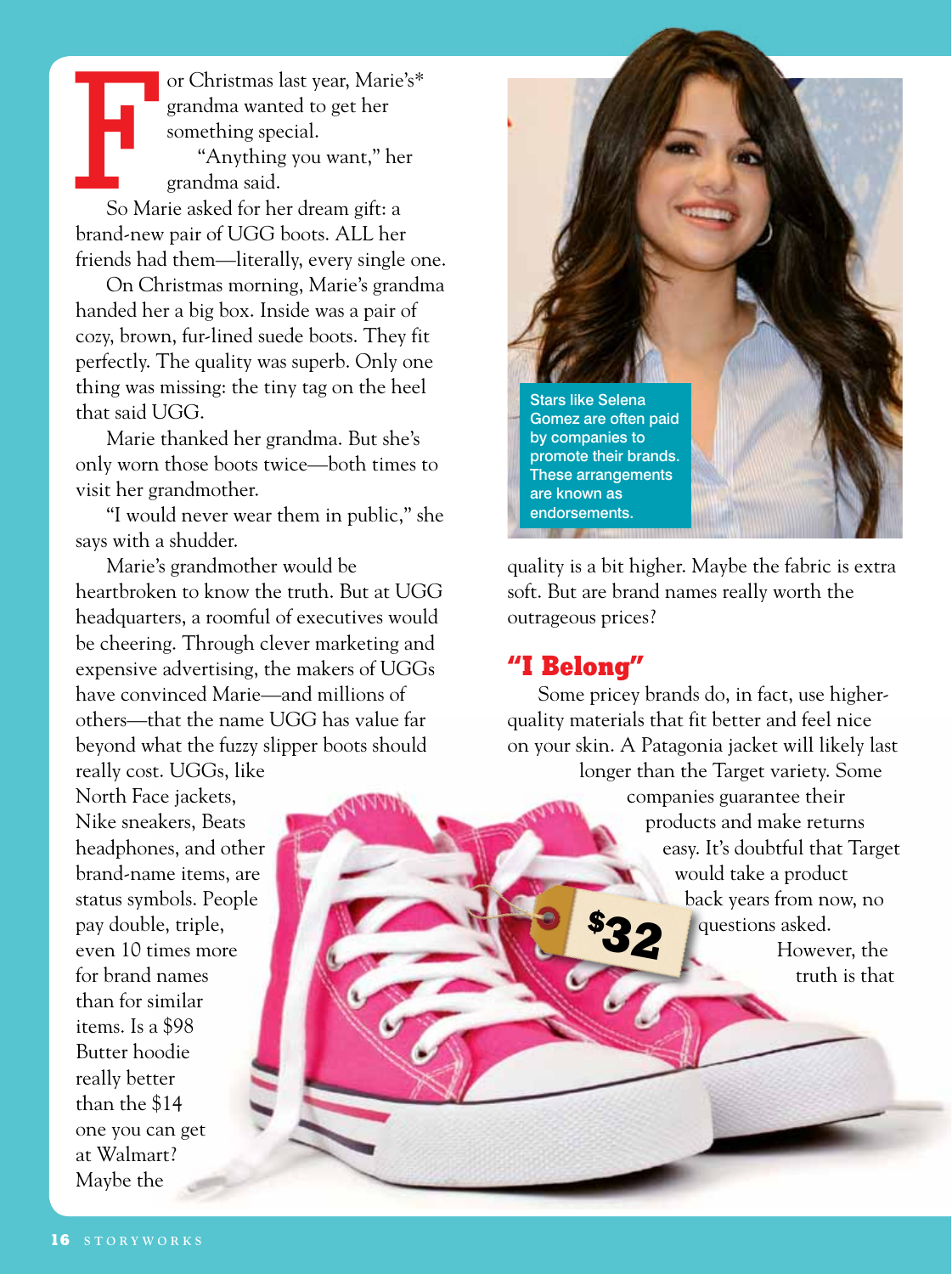For Christmas last year, Marie's* grandma wanted to get her something special.

"Anything you want," her grandma said.

So Marie asked for her dream gift: a brand-new pair of UGG boots. ALL her friends had them—literally, every single one.

On Christmas morning, Marie's grandma handed her a big box. Inside was a pair of cozy, brown, fur-lined suede boots. They fit perfectly. The quality was superb. Only one thing was missing: the tiny tag on the heel that said UGG.

Marie thanked her grandma. But she's only worn those boots twice—both times to visit her grandmother.

"I would never wear them in public," she says with a shudder.

Marie's grandmother would be heartbroken to know the truth. But at UGG headquarters, a roomful of executives would be cheering. Through clever marketing and expensive advertising, the makers of UGGs have convinced Marie—and millions of others—that the name UGG has value far beyond what the fuzzy slipper boots should really cost. UGGs, like North Face jackets, Nike sneakers, Beats headphones, and other brand-name items, are status symbols. People pay double, triple, even 10 times more for brand names than for similar items. Is a $98 Butter hoodie really better than the $14 one you can get at Walmart? Maybe the quality is a bit higher. Maybe the fabric is extra soft. But are brand names really worth the outrageous prices?

Stars like Selena Gomez are often paid by companies to promote their brands. These arrangements are known as endorsements.

$32

## "I Belong"

Some pricey brands do, in fact, use higher-quality materials that fit better and feel nice on your skin. A Patagonia jacket will likely last longer than the Target variety. Some companies guarantee their products and make returns easy. It's doubtful that Target would take a product back years from now, no questions asked.

However, the truth is that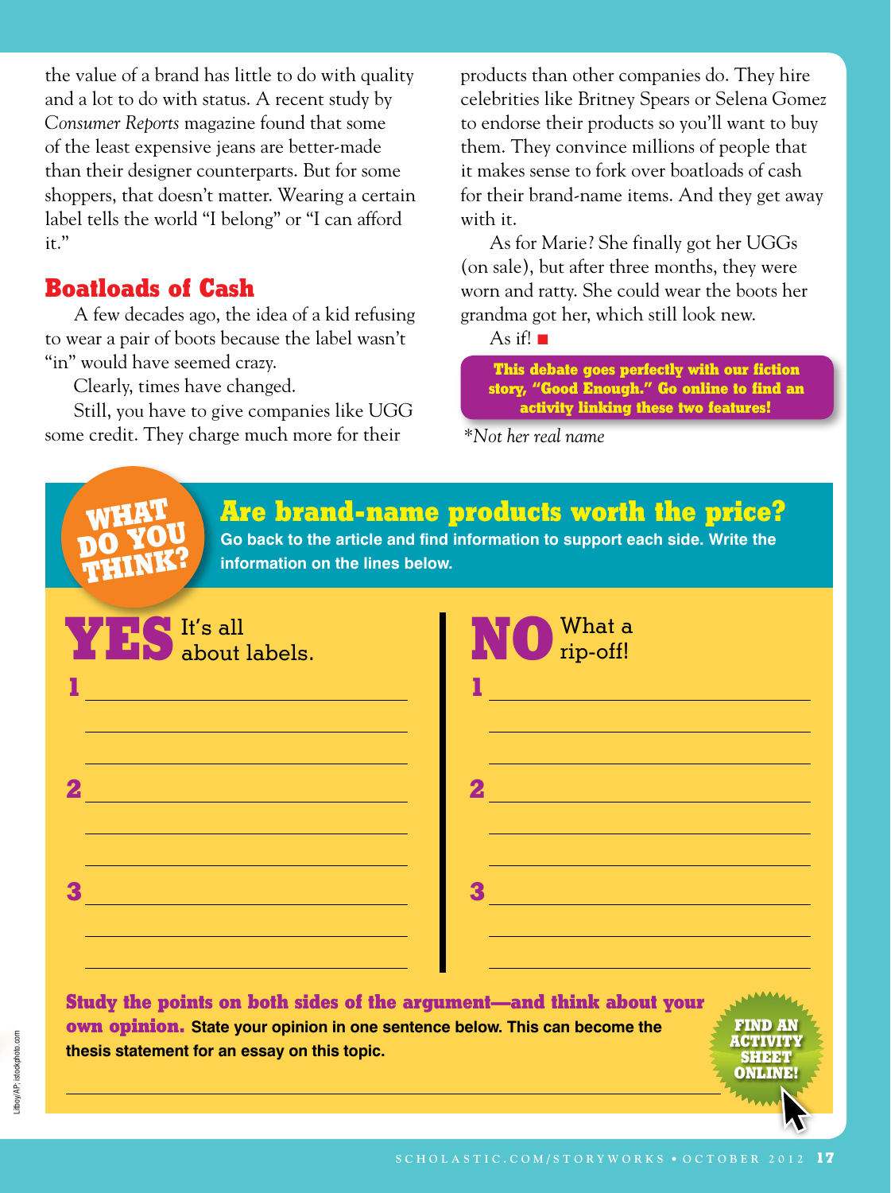the value of a brand has little to do with quality and a lot to do with status. A recent study by *Consumer Reports* magazine found that some of the least expensive jeans are better-made than their designer counterparts. But for some shoppers, that doesn't matter. Wearing a certain label tells the world "I belong" or "I can afford it."

## Boatloads of Cash

A few decades ago, the idea of a kid refusing to wear a pair of boots because the label wasn't "in" would have seemed crazy.

Clearly, times have changed.

Still, you have to give companies like UGG some credit. They charge much more for their products than other companies do. They hire celebrities like Britney Spears or Selena Gomez to endorse their products so you'll want to buy them. They convince millions of people that it makes sense to fork over boatloads of cash for their brand-name items. And they get away with it.

As for Marie? She finally got her UGGs (on sale), but after three months, they were worn and ratty. She could wear the boots her grandma got her, which still look new.

As if! ■

**This debate goes perfectly with our fiction story, "Good Enough." Go online to find an activity linking these two features!**

*\*Not her real name*

## WHAT DO YOU THINK?

## Are brand-name products worth the price?

**Go back to the article and find information to support each side. Write the information on the lines below.**

**YES** It's all about labels.

1 ______________________________

2 ______________________________

3 ______________________________

**NO** What a rip-off!

1 ______________________________

2 ______________________________

3 ______________________________

**Study the points on both sides of the argument—and think about your own opinion.** State your opinion in one sentence below. This can become the thesis statement for an essay on this topic.

______________________________

**FIND AN ACTIVITY SHEET ONLINE!**

Litboy/AP; istockphoto.com